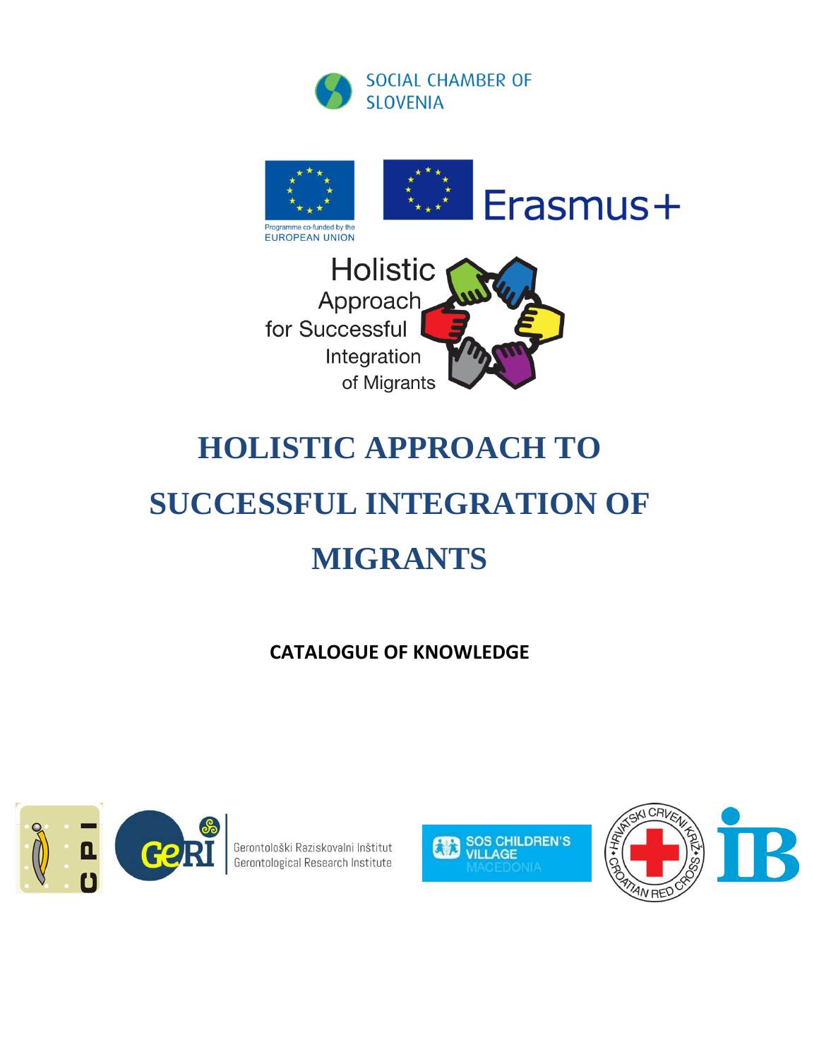SOCIAL CHAMBER OF SLOVENIA

Programme co-funded by the EUROPEAN UNION

Erasmus+

Holistic Approach for Successful Integration of Migrants

# HOLISTIC APPROACH TO SUCCESSFUL INTEGRATION OF MIGRANTS

**CATALOGUE OF KNOWLEDGE**

CPI

GeRI Gerontološki Raziskovalni Inštitut Gerontological Research Institute

SOS CHILDREN'S VILLAGE MACEDONIA

HRVATSKI CRVENI KRIŽ CROATIAN RED CROSS

IB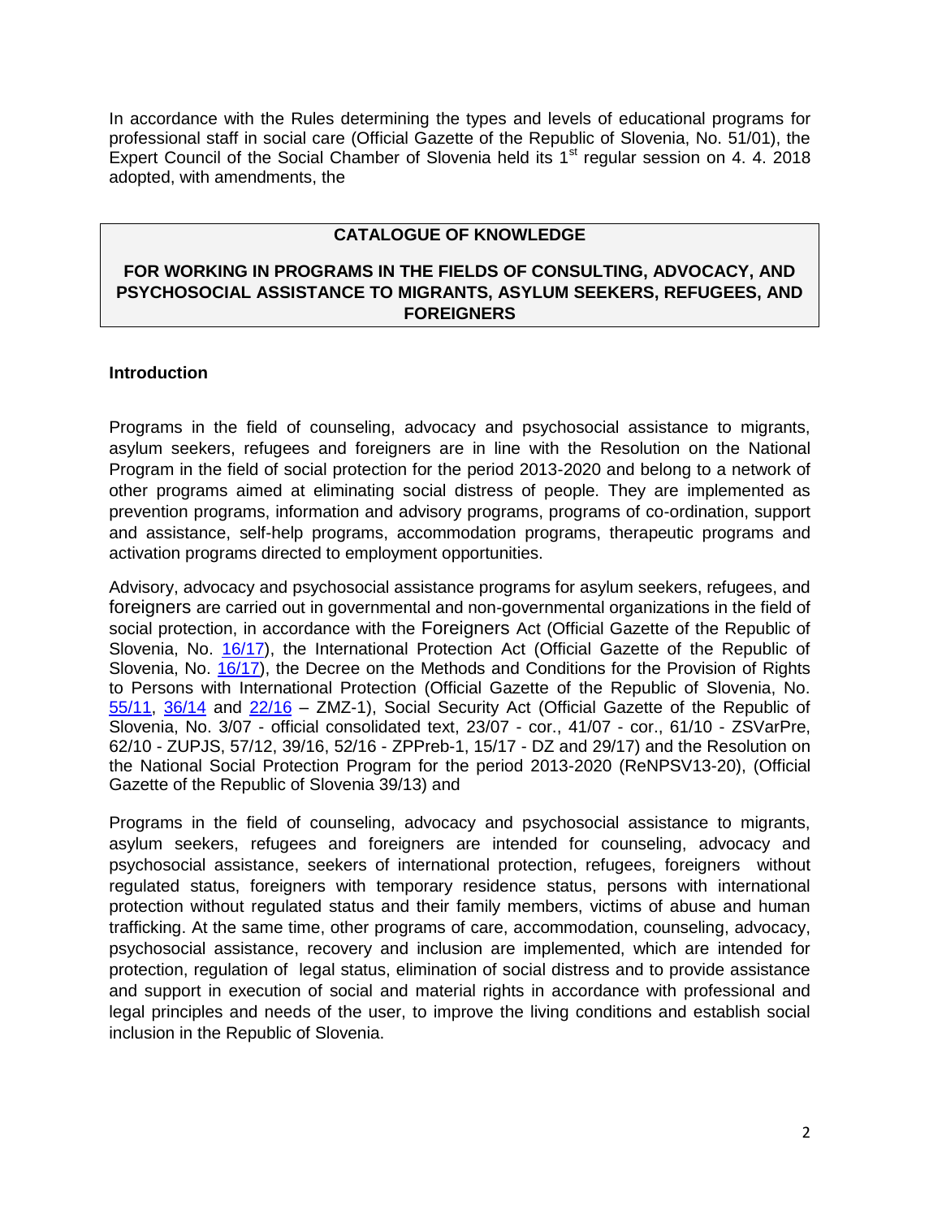In accordance with the Rules determining the types and levels of educational programs for professional staff in social care (Official Gazette of the Republic of Slovenia, No. 51/01), the Expert Council of the Social Chamber of Slovenia held its 1st regular session on 4. 4. 2018 adopted, with amendments, the

**CATALOGUE OF KNOWLEDGE**

**FOR WORKING IN PROGRAMS IN THE FIELDS OF CONSULTING, ADVOCACY, AND PSYCHOSOCIAL ASSISTANCE TO MIGRANTS, ASYLUM SEEKERS, REFUGEES, AND FOREIGNERS**

## Introduction

Programs in the field of counseling, advocacy and psychosocial assistance to migrants, asylum seekers, refugees and foreigners are in line with the Resolution on the National Program in the field of social protection for the period 2013-2020 and belong to a network of other programs aimed at eliminating social distress of people. They are implemented as prevention programs, information and advisory programs, programs of co-ordination, support and assistance, self-help programs, accommodation programs, therapeutic programs and activation programs directed to employment opportunities.

Advisory, advocacy and psychosocial assistance programs for asylum seekers, refugees, and foreigners are carried out in governmental and non-governmental organizations in the field of social protection, in accordance with the Foreigners Act (Official Gazette of the Republic of Slovenia, No. 16/17), the International Protection Act (Official Gazette of the Republic of Slovenia, No. 16/17), the Decree on the Methods and Conditions for the Provision of Rights to Persons with International Protection (Official Gazette of the Republic of Slovenia, No. 55/11, 36/14 and 22/16 – ZMZ-1), Social Security Act (Official Gazette of the Republic of Slovenia, No. 3/07 - official consolidated text, 23/07 - cor., 41/07 - cor., 61/10 - ZSVarPre, 62/10 - ZUPJS, 57/12, 39/16, 52/16 - ZPPreb-1, 15/17 - DZ and 29/17) and the Resolution on the National Social Protection Program for the period 2013-2020 (ReNPSV13-20), (Official Gazette of the Republic of Slovenia 39/13) and

Programs in the field of counseling, advocacy and psychosocial assistance to migrants, asylum seekers, refugees and foreigners are intended for counseling, advocacy and psychosocial assistance, seekers of international protection, refugees, foreigners without regulated status, foreigners with temporary residence status, persons with international protection without regulated status and their family members, victims of abuse and human trafficking. At the same time, other programs of care, accommodation, counseling, advocacy, psychosocial assistance, recovery and inclusion are implemented, which are intended for protection, regulation of legal status, elimination of social distress and to provide assistance and support in execution of social and material rights in accordance with professional and legal principles and needs of the user, to improve the living conditions and establish social inclusion in the Republic of Slovenia.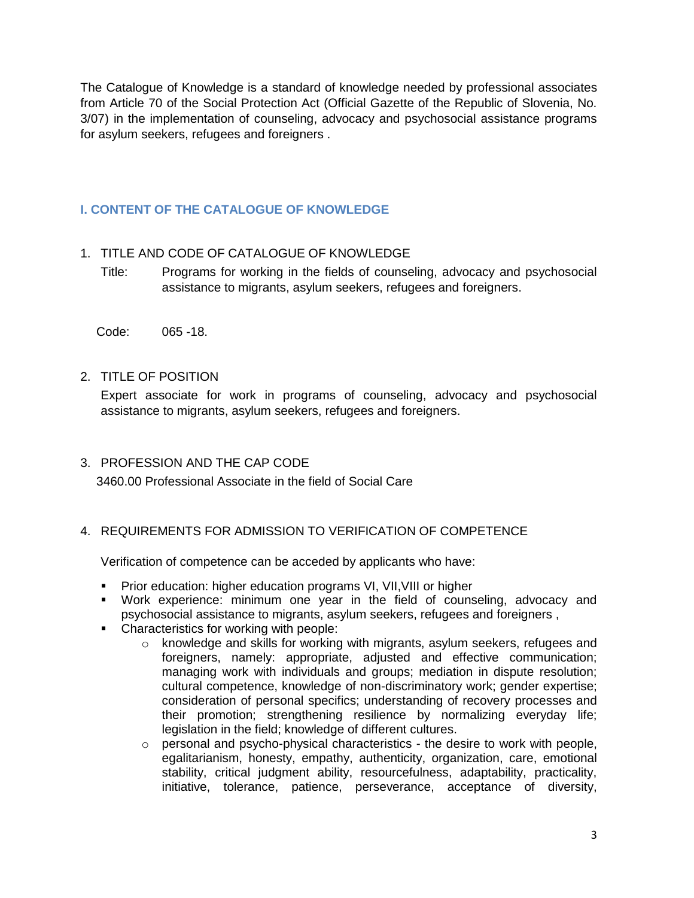The Catalogue of Knowledge is a standard of knowledge needed by professional associates from Article 70 of the Social Protection Act (Official Gazette of the Republic of Slovenia, No. 3/07) in the implementation of counseling, advocacy and psychosocial assistance programs for asylum seekers, refugees and foreigners .

## I. CONTENT OF THE CATALOGUE OF KNOWLEDGE

1. TITLE AND CODE OF CATALOGUE OF KNOWLEDGE

   Title: Programs for working in the fields of counseling, advocacy and psychosocial assistance to migrants, asylum seekers, refugees and foreigners.

   Code: 065 -18.

2. TITLE OF POSITION

   Expert associate for work in programs of counseling, advocacy and psychosocial assistance to migrants, asylum seekers, refugees and foreigners.

3. PROFESSION AND THE CAP CODE

   3460.00 Professional Associate in the field of Social Care

4. REQUIREMENTS FOR ADMISSION TO VERIFICATION OF COMPETENCE

   Verification of competence can be acceded by applicants who have:

   - Prior education: higher education programs VI, VII,VIII or higher
   - Work experience: minimum one year in the field of counseling, advocacy and psychosocial assistance to migrants, asylum seekers, refugees and foreigners ,
   - Characteristics for working with people:
     - knowledge and skills for working with migrants, asylum seekers, refugees and foreigners, namely: appropriate, adjusted and effective communication; managing work with individuals and groups; mediation in dispute resolution; cultural competence, knowledge of non-discriminatory work; gender expertise; consideration of personal specifics; understanding of recovery processes and their promotion; strengthening resilience by normalizing everyday life; legislation in the field; knowledge of different cultures.
     - personal and psycho-physical characteristics - the desire to work with people, egalitarianism, honesty, empathy, authenticity, organization, care, emotional stability, critical judgment ability, resourcefulness, adaptability, practicality, initiative, tolerance, patience, perseverance, acceptance of diversity,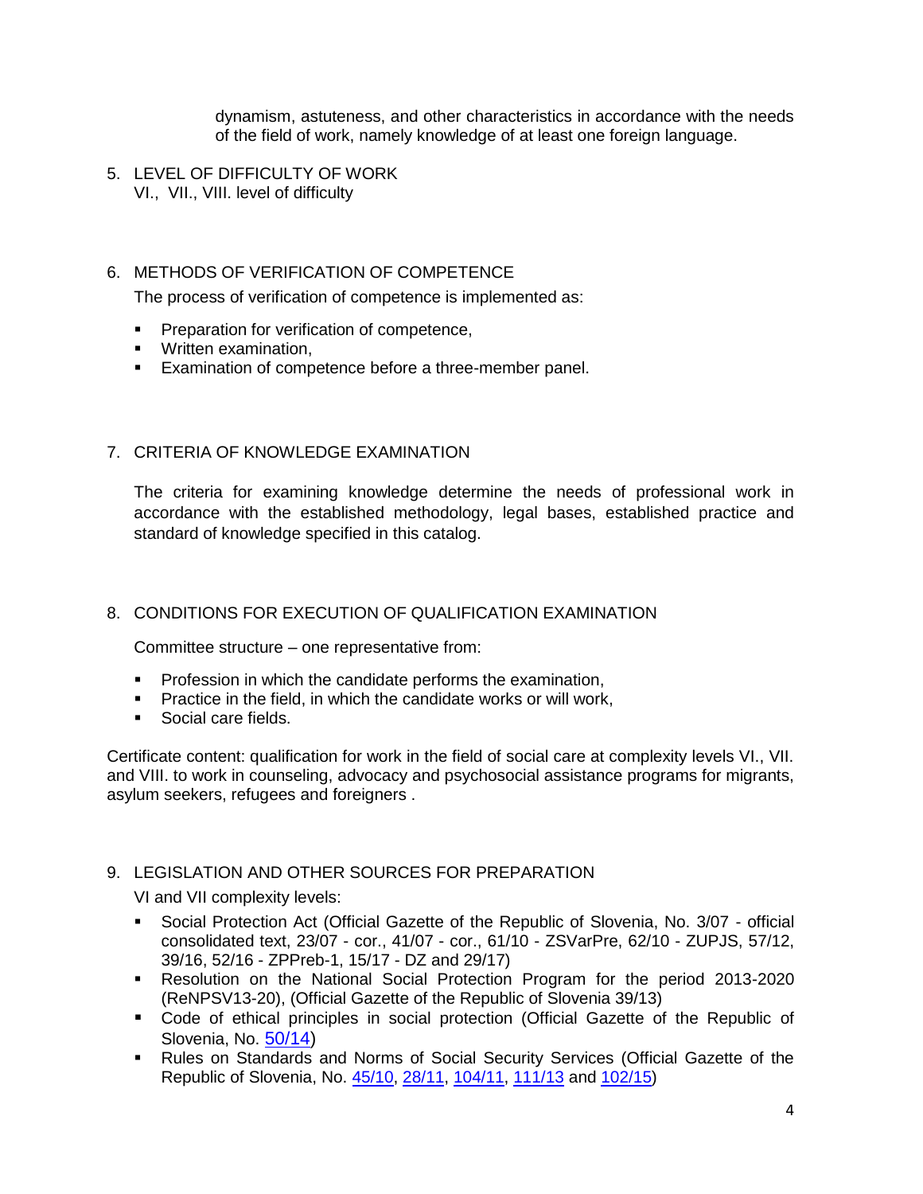dynamism, astuteness, and other characteristics in accordance with the needs of the field of work, namely knowledge of at least one foreign language.

5. LEVEL OF DIFFICULTY OF WORK
   VI., VII., VIII. level of difficulty

6. METHODS OF VERIFICATION OF COMPETENCE

   The process of verification of competence is implemented as:

   - Preparation for verification of competence,
   - Written examination,
   - Examination of competence before a three-member panel.

7. CRITERIA OF KNOWLEDGE EXAMINATION

   The criteria for examining knowledge determine the needs of professional work in accordance with the established methodology, legal bases, established practice and standard of knowledge specified in this catalog.

8. CONDITIONS FOR EXECUTION OF QUALIFICATION EXAMINATION

   Committee structure – one representative from:

   - Profession in which the candidate performs the examination,
   - Practice in the field, in which the candidate works or will work,
   - Social care fields.

Certificate content: qualification for work in the field of social care at complexity levels VI., VII. and VIII. to work in counseling, advocacy and psychosocial assistance programs for migrants, asylum seekers, refugees and foreigners .

9. LEGISLATION AND OTHER SOURCES FOR PREPARATION

   VI and VII complexity levels:

   - Social Protection Act (Official Gazette of the Republic of Slovenia, No. 3/07 - official consolidated text, 23/07 - cor., 41/07 - cor., 61/10 - ZSVarPre, 62/10 - ZUPJS, 57/12, 39/16, 52/16 - ZPPreb-1, 15/17 - DZ and 29/17)
   - Resolution on the National Social Protection Program for the period 2013-2020 (ReNPSV13-20), (Official Gazette of the Republic of Slovenia 39/13)
   - Code of ethical principles in social protection (Official Gazette of the Republic of Slovenia, No. 50/14)
   - Rules on Standards and Norms of Social Security Services (Official Gazette of the Republic of Slovenia, No. 45/10, 28/11, 104/11, 111/13 and 102/15)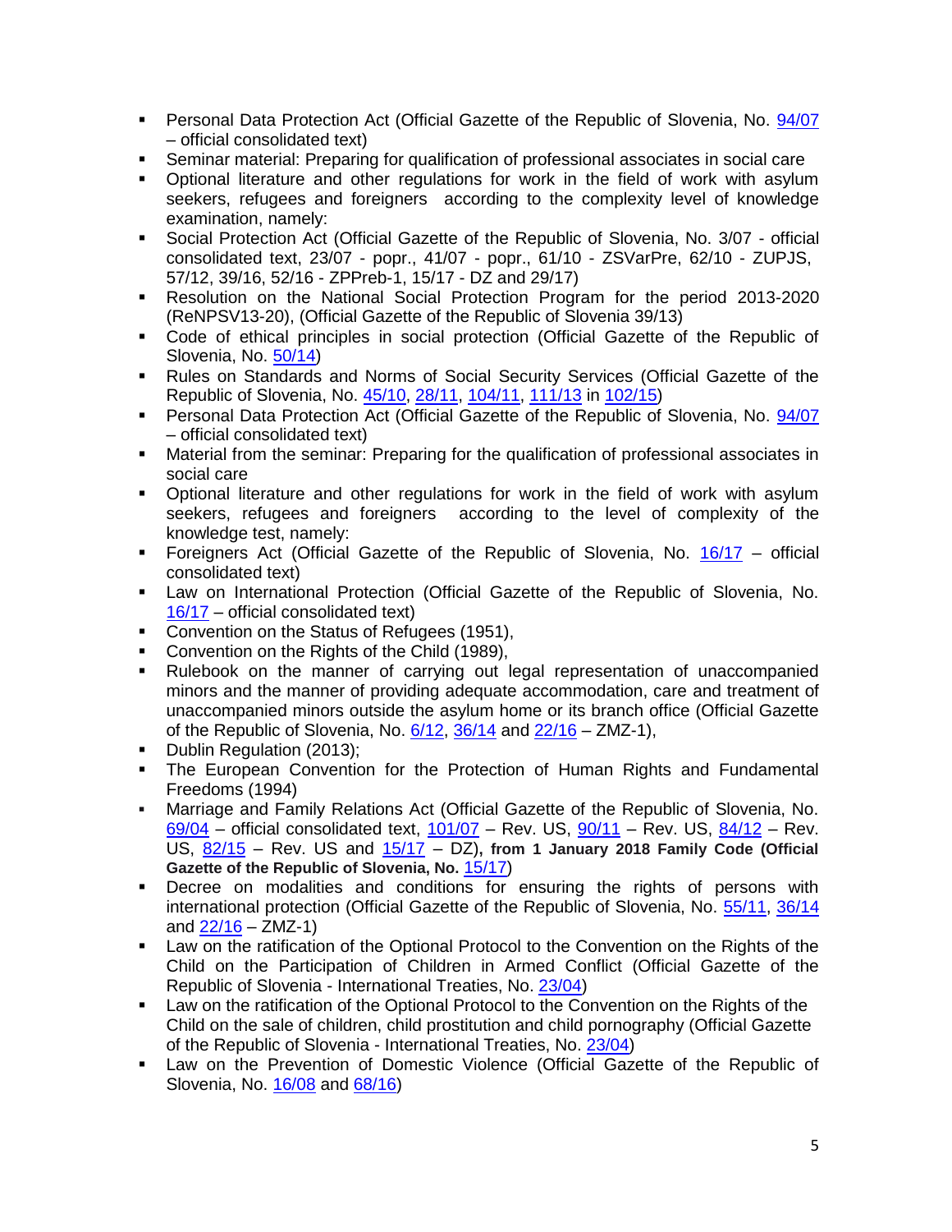- Personal Data Protection Act (Official Gazette of the Republic of Slovenia, No. 94/07 – official consolidated text)
- Seminar material: Preparing for qualification of professional associates in social care
- Optional literature and other regulations for work in the field of work with asylum seekers, refugees and foreigners according to the complexity level of knowledge examination, namely:
- Social Protection Act (Official Gazette of the Republic of Slovenia, No. 3/07 - official consolidated text, 23/07 - popr., 41/07 - popr., 61/10 - ZSVarPre, 62/10 - ZUPJS, 57/12, 39/16, 52/16 - ZPPreb-1, 15/17 - DZ and 29/17)
- Resolution on the National Social Protection Program for the period 2013-2020 (ReNPSV13-20), (Official Gazette of the Republic of Slovenia 39/13)
- Code of ethical principles in social protection (Official Gazette of the Republic of Slovenia, No. 50/14)
- Rules on Standards and Norms of Social Security Services (Official Gazette of the Republic of Slovenia, No. 45/10, 28/11, 104/11, 111/13 in 102/15)
- Personal Data Protection Act (Official Gazette of the Republic of Slovenia, No. 94/07 – official consolidated text)
- Material from the seminar: Preparing for the qualification of professional associates in social care
- Optional literature and other regulations for work in the field of work with asylum seekers, refugees and foreigners according to the level of complexity of the knowledge test, namely:
- Foreigners Act (Official Gazette of the Republic of Slovenia, No. 16/17 – official consolidated text)
- Law on International Protection (Official Gazette of the Republic of Slovenia, No. 16/17 – official consolidated text)
- Convention on the Status of Refugees (1951),
- Convention on the Rights of the Child (1989),
- Rulebook on the manner of carrying out legal representation of unaccompanied minors and the manner of providing adequate accommodation, care and treatment of unaccompanied minors outside the asylum home or its branch office (Official Gazette of the Republic of Slovenia, No. 6/12, 36/14 and 22/16 – ZMZ-1),
- Dublin Regulation (2013);
- The European Convention for the Protection of Human Rights and Fundamental Freedoms (1994)
- Marriage and Family Relations Act (Official Gazette of the Republic of Slovenia, No. 69/04 – official consolidated text, 101/07 – Rev. US, 90/11 – Rev. US, 84/12 – Rev. US, 82/15 – Rev. US and 15/17 – DZ), **from 1 January 2018 Family Code (Official Gazette of the Republic of Slovenia, No. 15/17**)
- Decree on modalities and conditions for ensuring the rights of persons with international protection (Official Gazette of the Republic of Slovenia, No. 55/11, 36/14 and 22/16 – ZMZ-1)
- Law on the ratification of the Optional Protocol to the Convention on the Rights of the Child on the Participation of Children in Armed Conflict (Official Gazette of the Republic of Slovenia - International Treaties, No. 23/04)
- Law on the ratification of the Optional Protocol to the Convention on the Rights of the Child on the sale of children, child prostitution and child pornography (Official Gazette of the Republic of Slovenia - International Treaties, No. 23/04)
- Law on the Prevention of Domestic Violence (Official Gazette of the Republic of Slovenia, No. 16/08 and 68/16)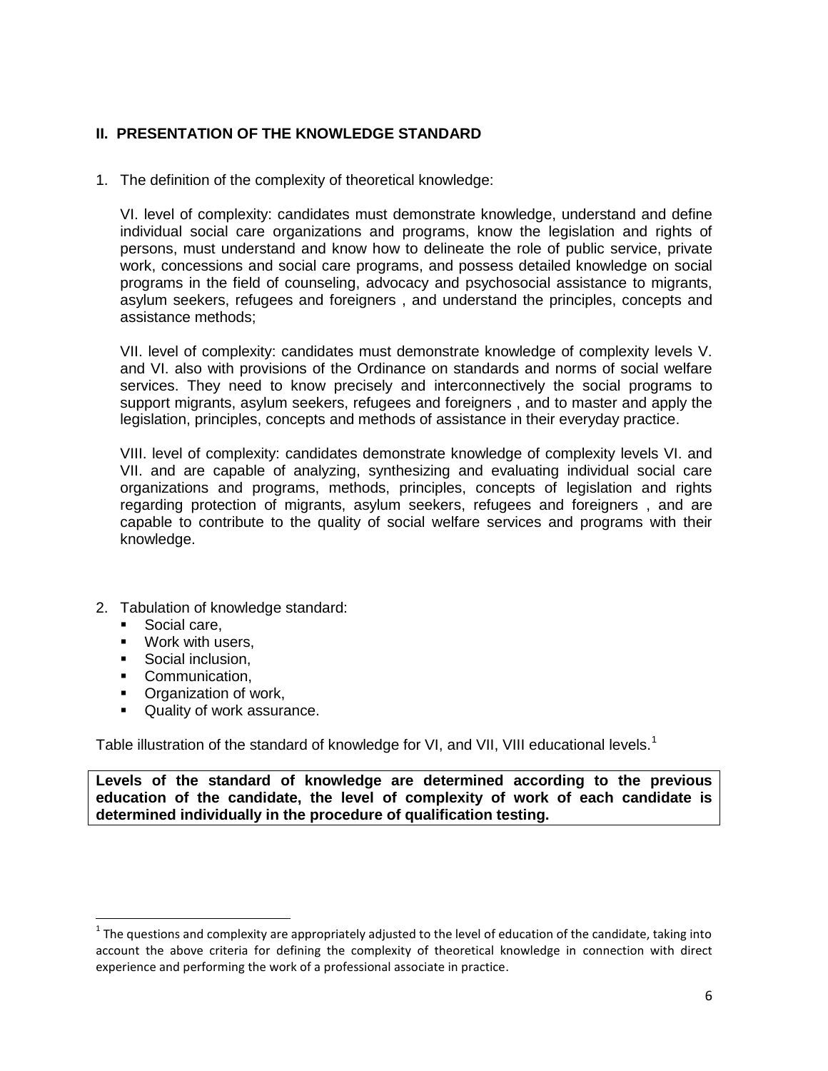## II. PRESENTATION OF THE KNOWLEDGE STANDARD

1. The definition of the complexity of theoretical knowledge:

   VI. level of complexity: candidates must demonstrate knowledge, understand and define individual social care organizations and programs, know the legislation and rights of persons, must understand and know how to delineate the role of public service, private work, concessions and social care programs, and possess detailed knowledge on social programs in the field of counseling, advocacy and psychosocial assistance to migrants, asylum seekers, refugees and foreigners , and understand the principles, concepts and assistance methods;

   VII. level of complexity: candidates must demonstrate knowledge of complexity levels V. and VI. also with provisions of the Ordinance on standards and norms of social welfare services. They need to know precisely and interconnectively the social programs to support migrants, asylum seekers, refugees and foreigners , and to master and apply the legislation, principles, concepts and methods of assistance in their everyday practice.

   VIII. level of complexity: candidates demonstrate knowledge of complexity levels VI. and VII. and are capable of analyzing, synthesizing and evaluating individual social care organizations and programs, methods, principles, concepts of legislation and rights regarding protection of migrants, asylum seekers, refugees and foreigners , and are capable to contribute to the quality of social welfare services and programs with their knowledge.

2. Tabulation of knowledge standard:
   - Social care,
   - Work with users,
   - Social inclusion,
   - Communication,
   - Organization of work,
   - Quality of work assurance.

Table illustration of the standard of knowledge for VI, and VII, VIII educational levels.[1]

**Levels of the standard of knowledge are determined according to the previous education of the candidate, the level of complexity of work of each candidate is determined individually in the procedure of qualification testing.**

[1] The questions and complexity are appropriately adjusted to the level of education of the candidate, taking into account the above criteria for defining the complexity of theoretical knowledge in connection with direct experience and performing the work of a professional associate in practice.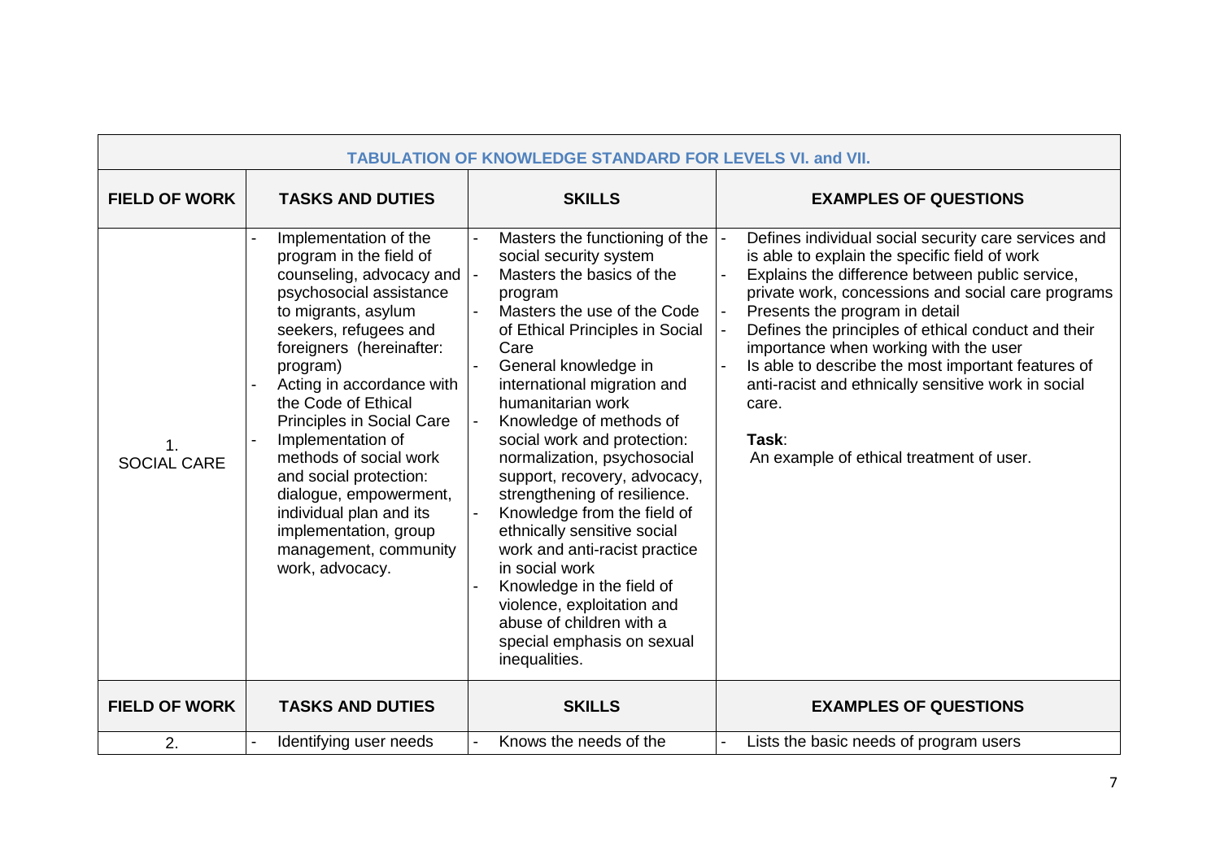| TABULATION OF KNOWLEDGE STANDARD FOR LEVELS VI. and VII. | | | |
|---|---|---|---|
| **FIELD OF WORK** | **TASKS AND DUTIES** | **SKILLS** | **EXAMPLES OF QUESTIONS** |
| 1. SOCIAL CARE | - Implementation of the program in the field of counseling, advocacy and psychosocial assistance to migrants, asylum seekers, refugees and foreigners (hereinafter: program)<br>- Acting in accordance with the Code of Ethical Principles in Social Care<br>- Implementation of methods of social work and social protection: dialogue, empowerment, individual plan and its implementation, group management, community work, advocacy. | - Masters the functioning of the social security system<br>- Masters the basics of the program<br>- Masters the use of the Code of Ethical Principles in Social Care<br>- General knowledge in international migration and humanitarian work<br>- Knowledge of methods of social work and protection: normalization, psychosocial support, recovery, advocacy, strengthening of resilience.<br>- Knowledge from the field of ethnically sensitive social work and anti-racist practice in social work<br>- Knowledge in the field of violence, exploitation and abuse of children with a special emphasis on sexual inequalities. | - Defines individual social security care services and is able to explain the specific field of work<br>- Explains the difference between public service, private work, concessions and social care programs<br>- Presents the program in detail<br>- Defines the principles of ethical conduct and their importance when working with the user<br>- Is able to describe the most important features of anti-racist and ethnically sensitive work in social care.<br><br>**Task**:<br>An example of ethical treatment of user. |
| **FIELD OF WORK** | **TASKS AND DUTIES** | **SKILLS** | **EXAMPLES OF QUESTIONS** |
| 2. | - Identifying user needs | - Knows the needs of the | - Lists the basic needs of program users |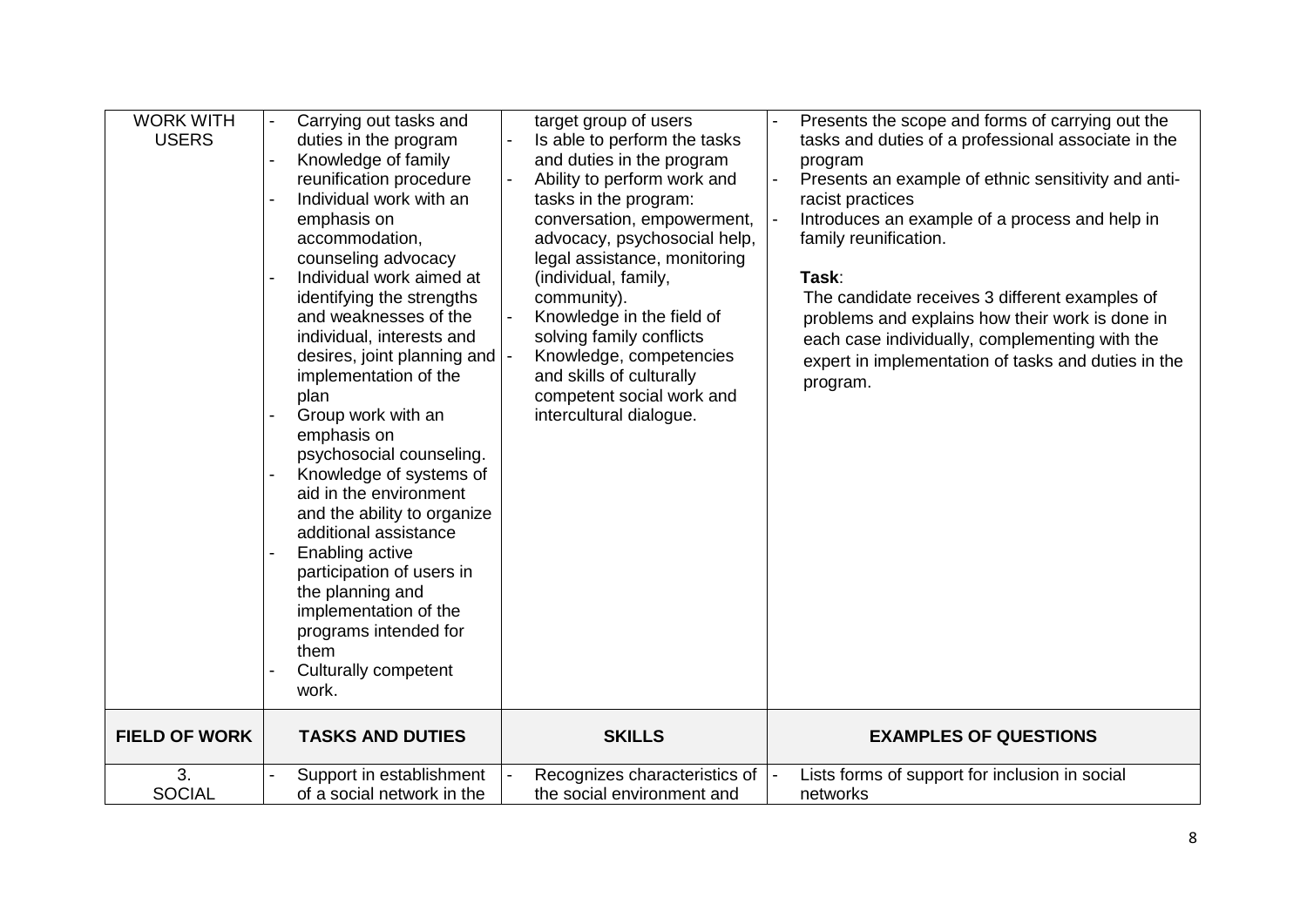| WORK WITH USERS | - Carrying out tasks and duties in the program<br>- Knowledge of family reunification procedure<br>- Individual work with an emphasis on accommodation, counseling advocacy<br>- Individual work aimed at identifying the strengths and weaknesses of the individual, interests and desires, joint planning and implementation of the plan<br>- Group work with an emphasis on psychosocial counseling.<br>- Knowledge of systems of aid in the environment and the ability to organize additional assistance<br>- Enabling active participation of users in the planning and implementation of the programs intended for them<br>- Culturally competent work. | target group of users<br>- Is able to perform the tasks and duties in the program<br>- Ability to perform work and tasks in the program: conversation, empowerment, advocacy, psychosocial help, legal assistance, monitoring (individual, family, community).<br>- Knowledge in the field of solving family conflicts<br>- Knowledge, competencies and skills of culturally competent social work and intercultural dialogue. | - Presents the scope and forms of carrying out the tasks and duties of a professional associate in the program<br>- Presents an example of ethnic sensitivity and anti-racist practices<br>- Introduces an example of a process and help in family reunification.<br><br>**Task**:<br>The candidate receives 3 different examples of problems and explains how their work is done in each case individually, complementing with the expert in implementation of tasks and duties in the program. |
|---|---|---|---|
| **FIELD OF WORK** | **TASKS AND DUTIES** | **SKILLS** | **EXAMPLES OF QUESTIONS** |
| 3. SOCIAL | - Support in establishment of a social network in the | - Recognizes characteristics of the social environment and | - Lists forms of support for inclusion in social networks |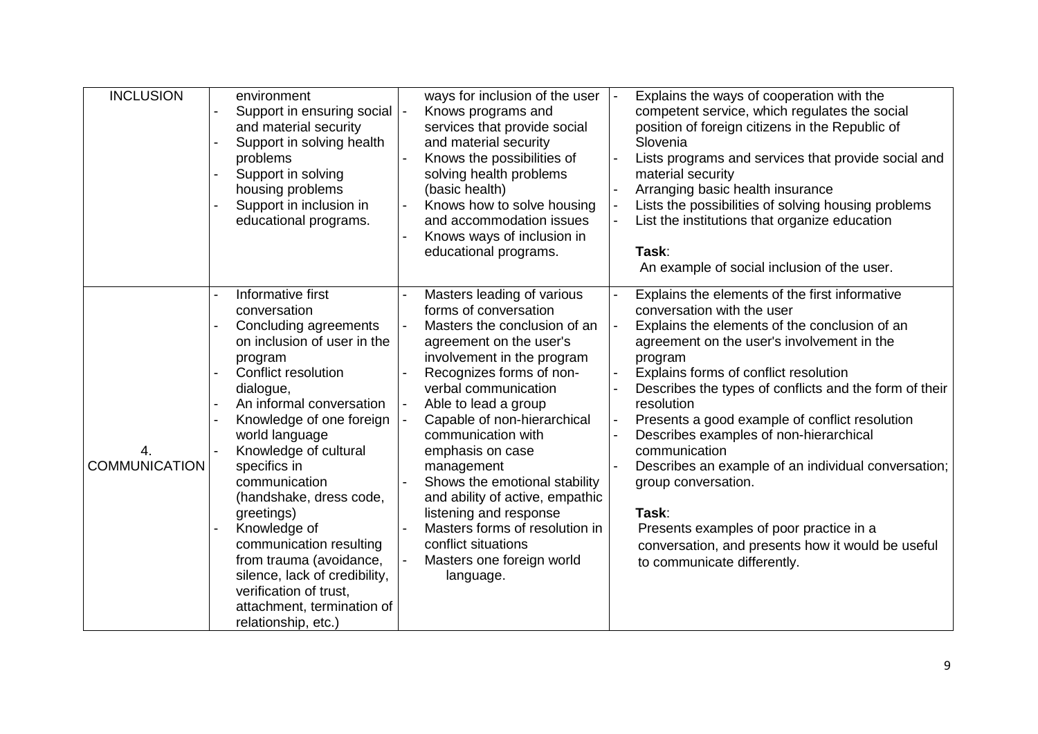| INCLUSION | environment<br>- Support in ensuring social and material security<br>- Support in solving health problems<br>- Support in solving housing problems<br>- Support in inclusion in educational programs. | ways for inclusion of the user<br>- Knows programs and services that provide social and material security<br>- Knows the possibilities of solving health problems (basic health)<br>- Knows how to solve housing and accommodation issues<br>- Knows ways of inclusion in educational programs. | - Explains the ways of cooperation with the competent service, which regulates the social position of foreign citizens in the Republic of Slovenia<br>- Lists programs and services that provide social and material security<br>- Arranging basic health insurance<br>- Lists the possibilities of solving housing problems<br>- List the institutions that organize education<br><br>**Task**:<br>An example of social inclusion of the user. |
|---|---|---|---|
| 4. COMMUNICATION | - Informative first conversation<br>- Concluding agreements on inclusion of user in the program<br>- Conflict resolution dialogue,<br>- An informal conversation<br>- Knowledge of one foreign world language<br>- Knowledge of cultural specifics in communication (handshake, dress code, greetings)<br>- Knowledge of communication resulting from trauma (avoidance, silence, lack of credibility, verification of trust, attachment, termination of relationship, etc.) | - Masters leading of various forms of conversation<br>- Masters the conclusion of an agreement on the user's involvement in the program<br>- Recognizes forms of non-verbal communication<br>- Able to lead a group<br>- Capable of non-hierarchical communication with emphasis on case management<br>- Shows the emotional stability and ability of active, empathic listening and response<br>- Masters forms of resolution in conflict situations<br>- Masters one foreign world language. | - Explains the elements of the first informative conversation with the user<br>- Explains the elements of the conclusion of an agreement on the user's involvement in the program<br>- Explains forms of conflict resolution<br>- Describes the types of conflicts and the form of their resolution<br>- Presents a good example of conflict resolution<br>- Describes examples of non-hierarchical communication<br>- Describes an example of an individual conversation; group conversation.<br><br>**Task**:<br>Presents examples of poor practice in a conversation, and presents how it would be useful to communicate differently. |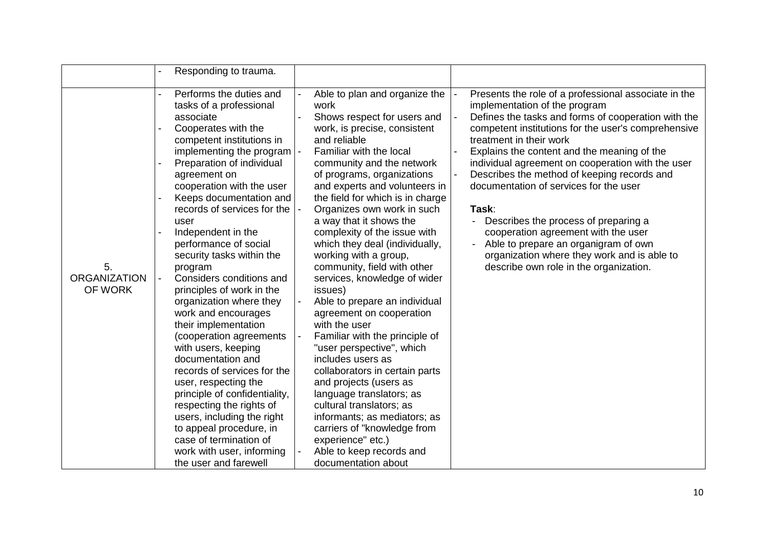| | | | |
|---|---|---|---|
| | - Responding to trauma. | | |
| 5. ORGANIZATION OF WORK | - Performs the duties and tasks of a professional associate<br>- Cooperates with the competent institutions in implementing the program<br>- Preparation of individual agreement on cooperation with the user<br>- Keeps documentation and records of services for the user<br>- Independent in the performance of social security tasks within the program<br>- Considers conditions and principles of work in the organization where they work and encourages their implementation (cooperation agreements with users, keeping documentation and records of services for the user, respecting the principle of confidentiality, respecting the rights of users, including the right to appeal procedure, in case of termination of work with user, informing the user and farewell | - Able to plan and organize the work<br>- Shows respect for users and work, is precise, consistent and reliable<br>- Familiar with the local community and the network of programs, organizations and experts and volunteers in the field for which is in charge<br>- Organizes own work in such a way that it shows the complexity of the issue with which they deal (individually, working with a group, community, field with other services, knowledge of wider issues)<br>- Able to prepare an individual agreement on cooperation with the user<br>- Familiar with the principle of "user perspective", which includes users as collaborators in certain parts and projects (users as language translators; as cultural translators; as informants; as mediators; as carriers of "knowledge from experience" etc.)<br>- Able to keep records and documentation about | - Presents the role of a professional associate in the implementation of the program<br>- Defines the tasks and forms of cooperation with the competent institutions for the user's comprehensive treatment in their work<br>- Explains the content and the meaning of the individual agreement on cooperation with the user<br>- Describes the method of keeping records and documentation of services for the user<br><br>**Task**:<br>- Describes the process of preparing a cooperation agreement with the user<br>- Able to prepare an organigram of own organization where they work and is able to describe own role in the organization. |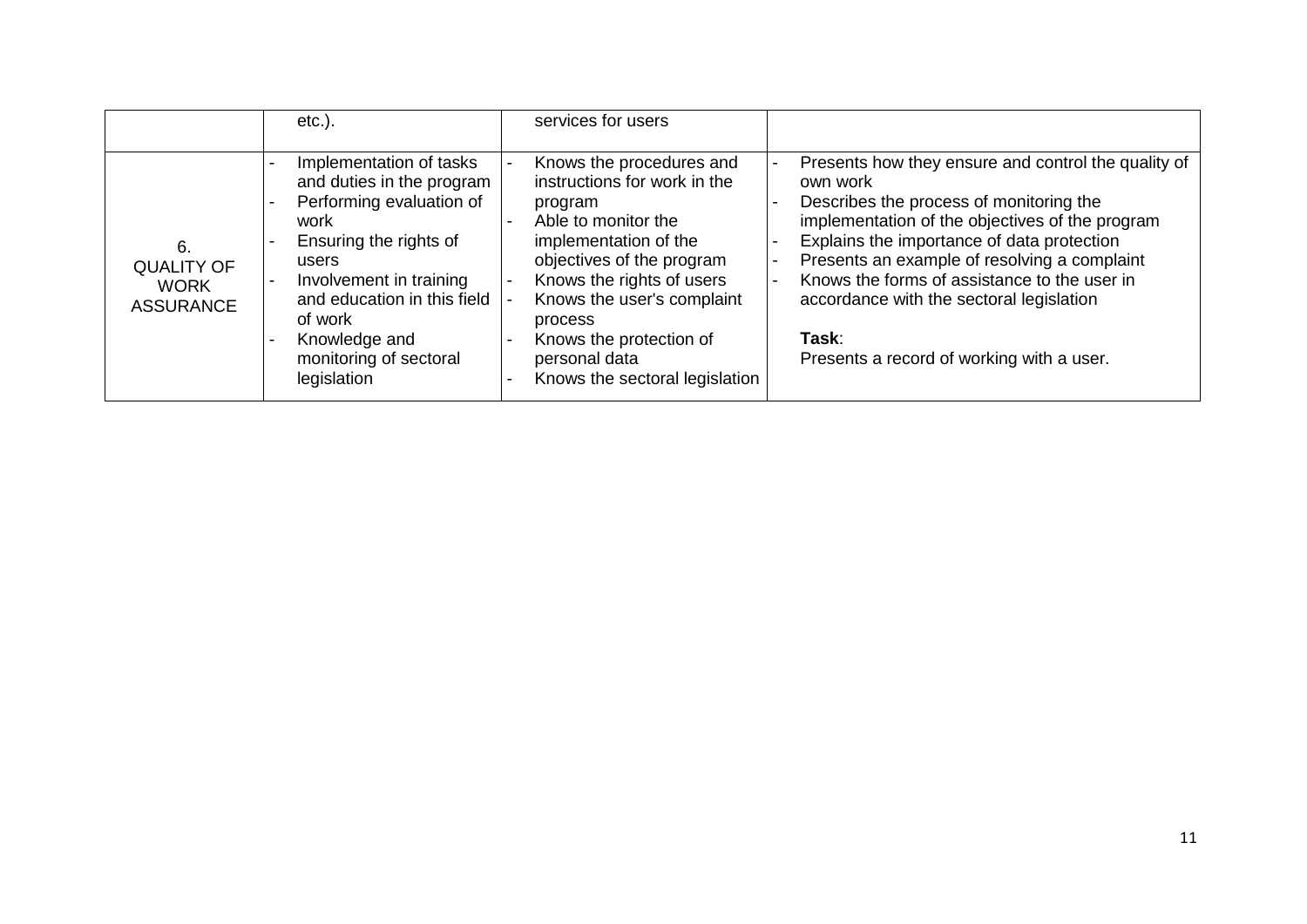| | | | |
|---|---|---|---|
| | etc.). | services for users | |
| 6. QUALITY OF WORK ASSURANCE | - Implementation of tasks and duties in the program<br>- Performing evaluation of work<br>- Ensuring the rights of users<br>- Involvement in training and education in this field of work<br>- Knowledge and monitoring of sectoral legislation | - Knows the procedures and instructions for work in the program<br>- Able to monitor the implementation of the objectives of the program<br>- Knows the rights of users<br>- Knows the user's complaint process<br>- Knows the protection of personal data<br>- Knows the sectoral legislation | - Presents how they ensure and control the quality of own work<br>- Describes the process of monitoring the implementation of the objectives of the program<br>- Explains the importance of data protection<br>- Presents an example of resolving a complaint<br>- Knows the forms of assistance to the user in accordance with the sectoral legislation<br><br>**Task**:<br>Presents a record of working with a user. |